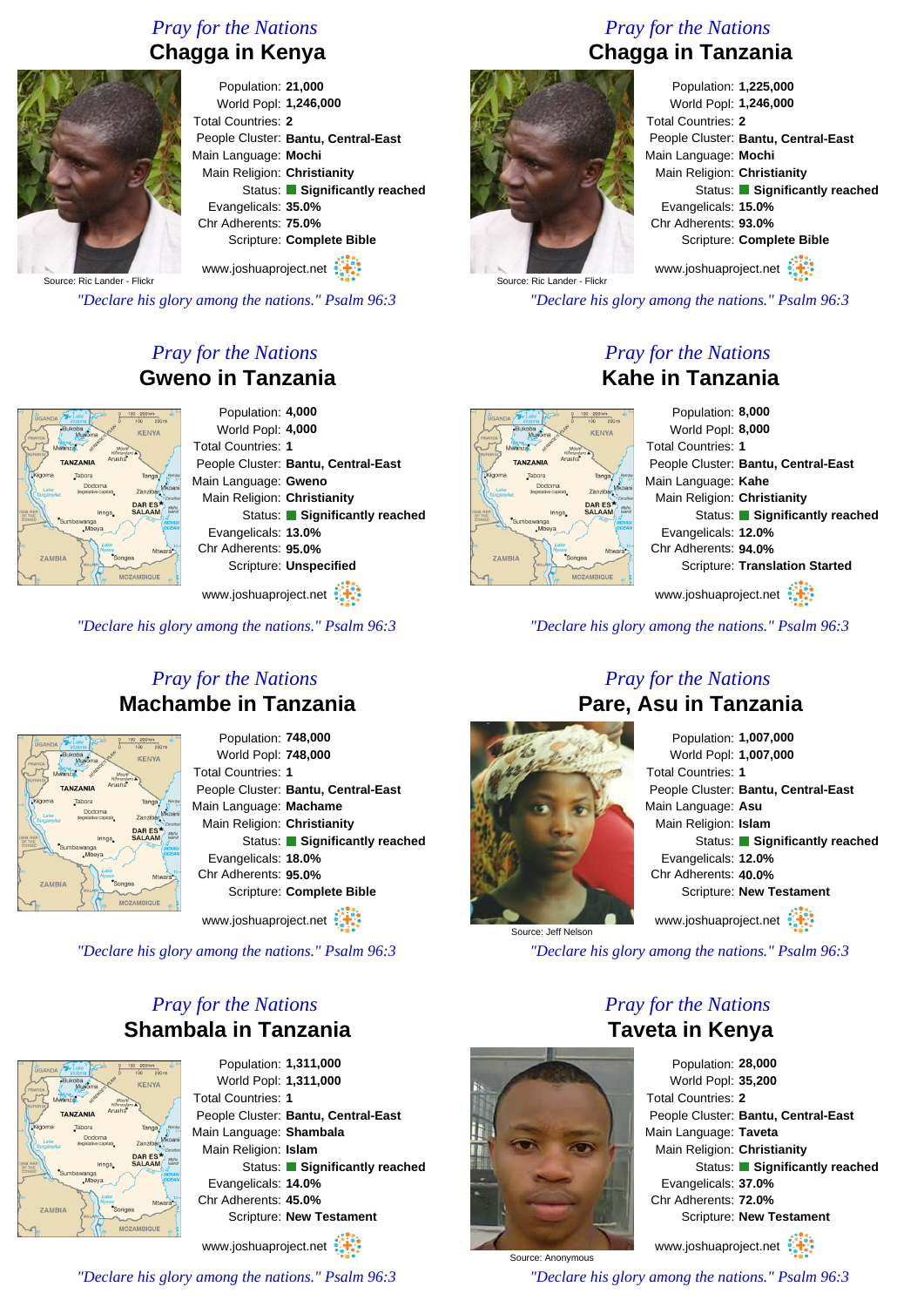## Pray for the Nations

# Chagga in Kenya

Source: Ric Lander - Flickr

Population: **21,000**
World Popl: **1,246,000**
Total Countries: **2**
People Cluster: **Bantu, Central-East**
Main Language: **Mochi**
Main Religion: **Christianity**
Status: **Significantly reached**
Evangelicals: **35.0%**
Chr Adherents: **75.0%**
Scripture: **Complete Bible**

www.joshuaproject.net

*"Declare his glory among the nations." Psalm 96:3*

## Pray for the Nations

# Chagga in Tanzania

Source: Ric Lander - Flickr

Population: **1,225,000**
World Popl: **1,246,000**
Total Countries: **2**
People Cluster: **Bantu, Central-East**
Main Language: **Mochi**
Main Religion: **Christianity**
Status: **Significantly reached**
Evangelicals: **15.0%**
Chr Adherents: **93.0%**
Scripture: **Complete Bible**

www.joshuaproject.net

*"Declare his glory among the nations." Psalm 96:3*

## Pray for the Nations

# Gweno in Tanzania

Population: **4,000**
World Popl: **4,000**
Total Countries: **1**
People Cluster: **Bantu, Central-East**
Main Language: **Gweno**
Main Religion: **Christianity**
Status: **Significantly reached**
Evangelicals: **13.0%**
Chr Adherents: **95.0%**
Scripture: **Unspecified**

www.joshuaproject.net

*"Declare his glory among the nations." Psalm 96:3*

## Pray for the Nations

# Kahe in Tanzania

Population: **8,000**
World Popl: **8,000**
Total Countries: **1**
People Cluster: **Bantu, Central-East**
Main Language: **Kahe**
Main Religion: **Christianity**
Status: **Significantly reached**
Evangelicals: **12.0%**
Chr Adherents: **94.0%**
Scripture: **Translation Started**

www.joshuaproject.net

*"Declare his glory among the nations." Psalm 96:3*

## Pray for the Nations

# Machambe in Tanzania

Population: **748,000**
World Popl: **748,000**
Total Countries: **1**
People Cluster: **Bantu, Central-East**
Main Language: **Machame**
Main Religion: **Christianity**
Status: **Significantly reached**
Evangelicals: **18.0%**
Chr Adherents: **95.0%**
Scripture: **Complete Bible**

www.joshuaproject.net

*"Declare his glory among the nations." Psalm 96:3*

## Pray for the Nations

# Pare, Asu in Tanzania

Source: Jeff Nelson

Population: **1,007,000**
World Popl: **1,007,000**
Total Countries: **1**
People Cluster: **Bantu, Central-East**
Main Language: **Asu**
Main Religion: **Islam**
Status: **Significantly reached**
Evangelicals: **12.0%**
Chr Adherents: **40.0%**
Scripture: **New Testament**

www.joshuaproject.net

*"Declare his glory among the nations." Psalm 96:3*

## Pray for the Nations

# Shambala in Tanzania

Population: **1,311,000**
World Popl: **1,311,000**
Total Countries: **1**
People Cluster: **Bantu, Central-East**
Main Language: **Shambala**
Main Religion: **Islam**
Status: **Significantly reached**
Evangelicals: **14.0%**
Chr Adherents: **45.0%**
Scripture: **New Testament**

www.joshuaproject.net

*"Declare his glory among the nations." Psalm 96:3*

## Pray for the Nations

# Taveta in Kenya

Source: Anonymous

Population: **28,000**
World Popl: **35,200**
Total Countries: **2**
People Cluster: **Bantu, Central-East**
Main Language: **Taveta**
Main Religion: **Christianity**
Status: **Significantly reached**
Evangelicals: **37.0%**
Chr Adherents: **72.0%**
Scripture: **New Testament**

www.joshuaproject.net

*"Declare his glory among the nations." Psalm 96:3*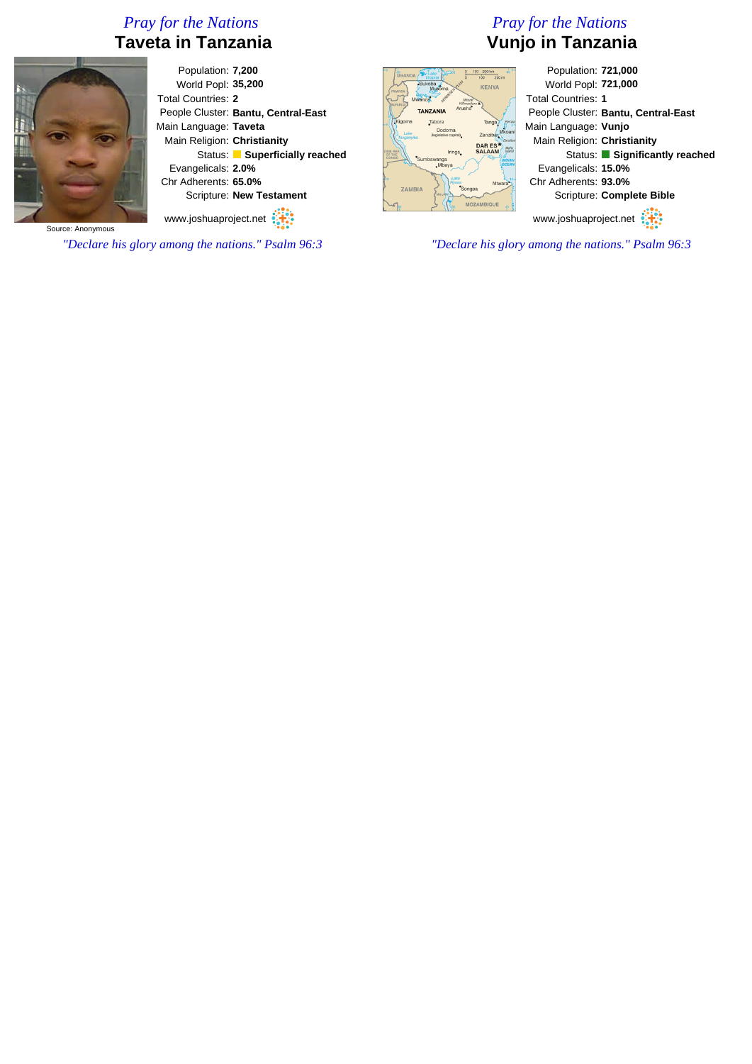*Pray for the Nations*

## Taveta in Tanzania

Source: Anonymous

Population: **7,200**
World Popl: **35,200**
Total Countries: **2**
People Cluster: **Bantu, Central-East**
Main Language: **Taveta**
Main Religion: **Christianity**
Status: **Superficially reached**
Evangelicals: **2.0%**
Chr Adherents: **65.0%**
Scripture: **New Testament**

www.joshuaproject.net

*"Declare his glory among the nations." Psalm 96:3*

*Pray for the Nations*

## Vunjo in Tanzania

Population: **721,000**
World Popl: **721,000**
Total Countries: **1**
People Cluster: **Bantu, Central-East**
Main Language: **Vunjo**
Main Religion: **Christianity**
Status: **Significantly reached**
Evangelicals: **15.0%**
Chr Adherents: **93.0%**
Scripture: **Complete Bible**

www.joshuaproject.net

*"Declare his glory among the nations." Psalm 96:3*